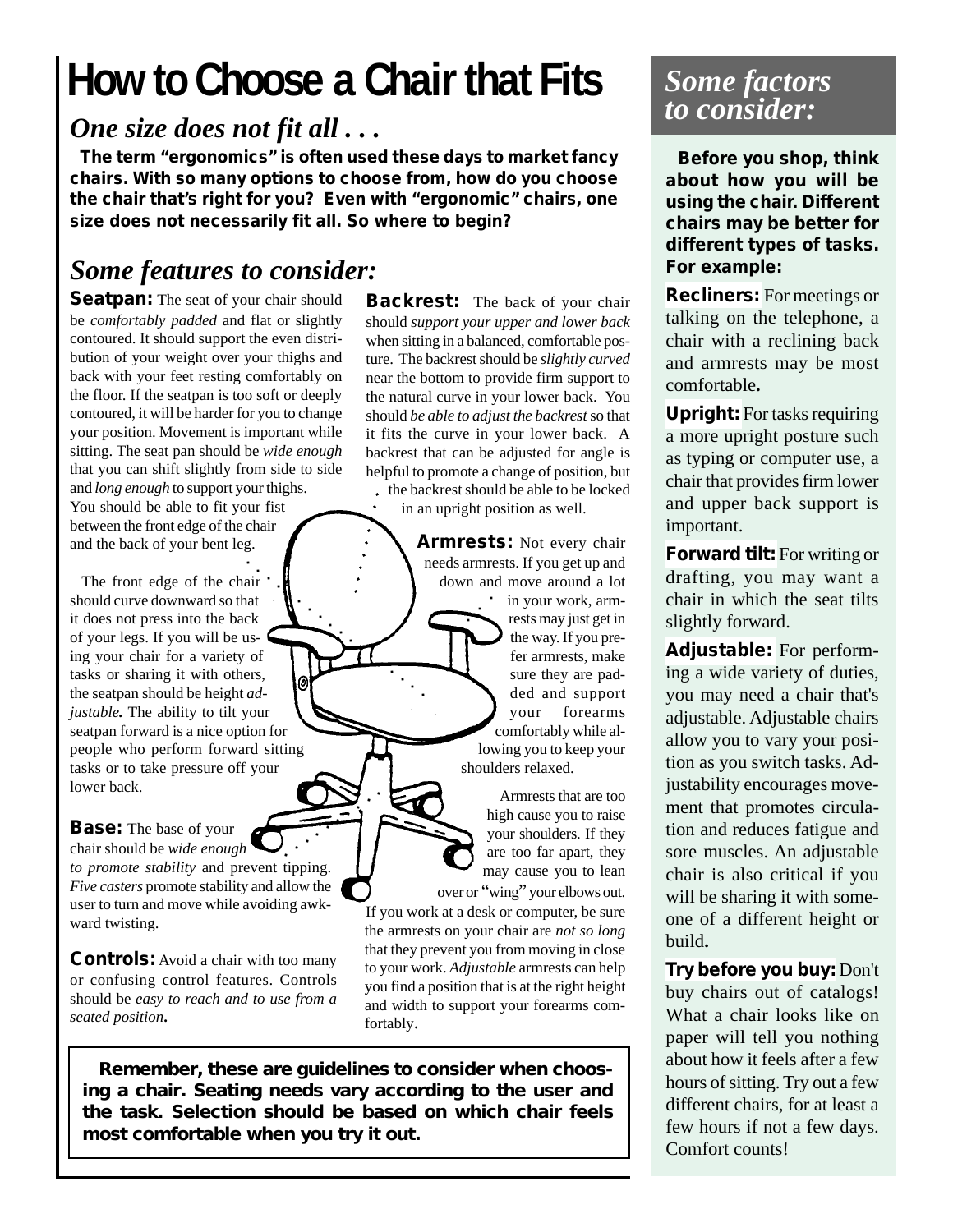# How to Choose a Chair that Fits

## *One size does not fit all . . .*

**The term "ergonomics" is often used these days to market fancy chairs. With so many options to choose from, how do you choose the chair that's right for you? Even with "ergonomic" chairs, one size does not necessarily fit all. So where to begin?**

## *Some features to consider:*

**Seatpan:** The seat of your chair should be *comfortably padded* and flat or slightly contoured. It should support the even distribution of your weight over your thighs and back with your feet resting comfortably on the floor. If the seatpan is too soft or deeply contoured, it will be harder for you to change your position. Movement is important while sitting. The seat pan should be *wide enough* that you can shift slightly from side to side and *long enough* to support your thighs. You should be able to fit your fist between the front edge of the chair and the back of your bent leg.

The front edge of the chair should curve downward so that it does not press into the back of your legs. If you will be using your chair for a variety of tasks or sharing it with others, the seatpan should be height *adjustable.* The ability to tilt your seatpan forward is a nice option for people who perform forward sitting tasks or to take pressure off your lower back.

**Base:** The base of your chair should be *wide enough to promote stability* and prevent tipping. *Five casters* promote stability and allow the user to turn and move while avoiding awkward twisting.

**Controls:** Avoid a chair with too many or confusing control features. Controls should be *easy to reach and to use from a seated position.*

**Backrest:** The back of your chair should *support your upper and lower back* when sitting in a balanced, comfortable posture. The backrest should be *slightly curved* near the bottom to provide firm support to the natural curve in your lower back. You should *be able to adjust the backrest* so that it fits the curve in your lower back. A backrest that can be adjusted for angle is helpful to promote a change of position, but the backrest should be able to be locked in an upright position as well.

**Armrests:** Not every chair needs armrests. If you get up and down and move around a lot in your work, armrests may just get in the way. If you prefer armrests, make sure they are padded and support your forearms comfortably while allowing you to keep your shoulders relaxed.

Armrests that are too high cause you to raise your shoulders. If they are too far apart, they may cause you to lean over or "wing" your elbows out. If you work at a desk or computer, be sure the armrests on your chair are *not so long* that they prevent you from moving in close to your work. *Adjustable* armrests can help you find a position that is at the right height and width to support your forearms comfortably.

**Remember, these are guidelines to consider when choosing a chair. Seating needs vary according to the user and the task. Selection should be based on which chair feels most comfortable when you try it out.**

## *Some factors to consider:*

**Before you shop, think about how you will be using the chair. Different chairs may be better for different types of tasks. For example:**

**Recliners:** For meetings or talking on the telephone, a chair with a reclining back and armrests may be most comfortable.

**Upright:** For tasks requiring a more upright posture such as typing or computer use, a chair that provides firm lower and upper back support is important.

**Forward tilt:** For writing or drafting, you may want a chair in which the seat tilts slightly forward.

**Adjustable:** For performing a wide variety of duties, you may need a chair that's adjustable. Adjustable chairs allow you to vary your position as you switch tasks. Adjustability encourages movement that promotes circulation and reduces fatigue and sore muscles. An adjustable chair is also critical if you will be sharing it with someone of a different height or build.

**Try before you buy:** Don't buy chairs out of catalogs! What a chair looks like on paper will tell you nothing about how it feels after a few hours of sitting. Try out a few different chairs, for at least a few hours if not a few days. Comfort counts!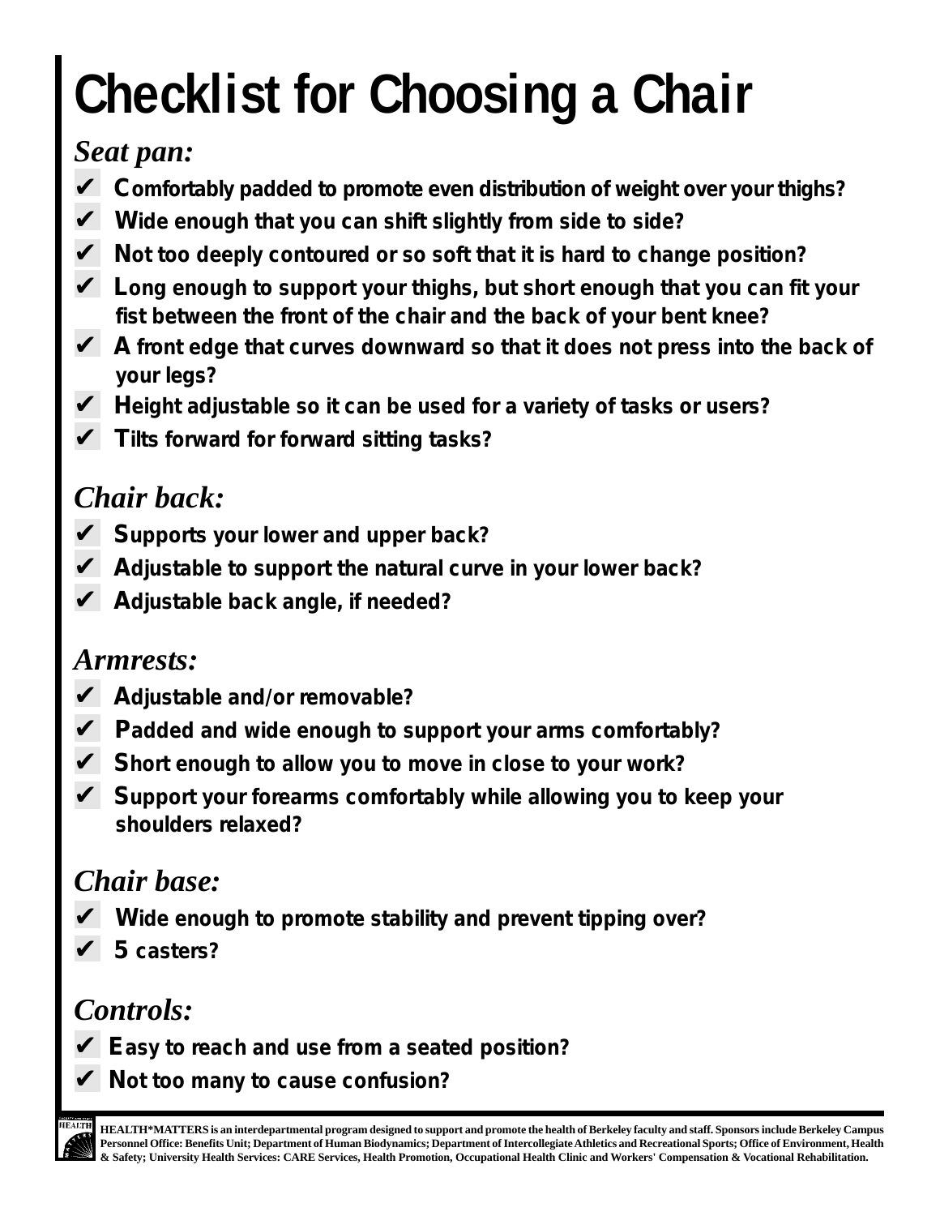# Checklist for Choosing a Chair

## *Seat pan:*

- ✔ Comfortably padded to promote even distribution of weight over your thighs?
- ✔ Wide enough that you can shift slightly from side to side?
- ✔ Not too deeply contoured or so soft that it is hard to change position?
- ✔ Long enough to support your thighs, but short enough that you can fit your fist between the front of the chair and the back of your bent knee?
- ✔ A front edge that curves downward so that it does not press into the back of your legs?
- ✔ Height adjustable so it can be used for a variety of tasks or users?
- ✔ Tilts forward for forward sitting tasks?

## *Chair back:*

- ✔ Supports your lower and upper back?
- ✔ Adjustable to support the natural curve in your lower back?
- ✔ Adjustable back angle, if needed?

## *Armrests:*

- ✔ Adjustable and/or removable?
- ✔ Padded and wide enough to support your arms comfortably?
- ✔ Short enough to allow you to move in close to your work?
- ✔ Support your forearms comfortably while allowing you to keep your shoulders relaxed?

## *Chair base:*

- ✔ Wide enough to promote stability and prevent tipping over?
- ✔ 5 casters?

## *Controls:*

- ✔ Easy to reach and use from a seated position?
- ✔ Not too many to cause confusion?

**HEALTH*MATTERS is an interdepartmental program designed to support and promote the health of Berkeley faculty and staff. Sponsors include Berkeley Campus Personnel Office: Benefits Unit; Department of Human Biodynamics; Department of Intercollegiate Athletics and Recreational Sports; Office of Environment, Health & Safety; University Health Services: CARE Services, Health Promotion, Occupational Health Clinic and Workers' Compensation & Vocational Rehabilitation.**